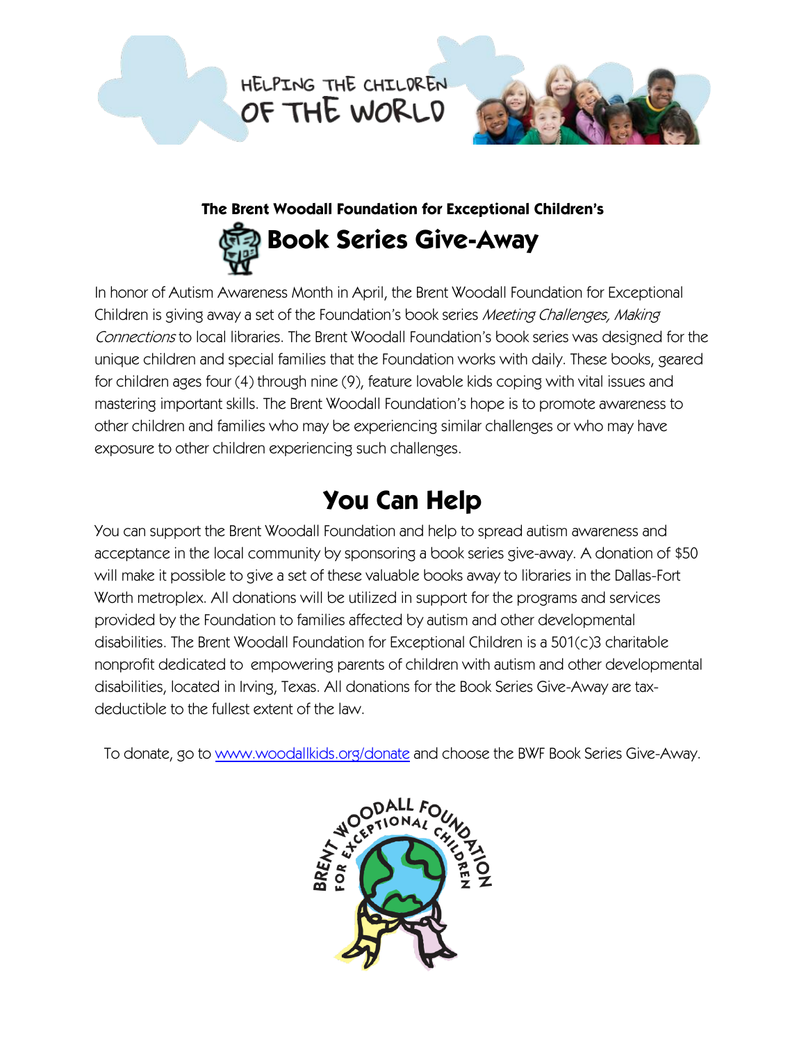HELPING THE CHILDREN OF THE WORLD

### The Brent Woodall Foundation for Exceptional Children's

# Book Series Give-Away

In honor of Autism Awareness Month in April, the Brent Woodall Foundation for Exceptional Children is giving away a set of the Foundation's book series *Meeting Challenges, Making Connections* to local libraries. The Brent Woodall Foundation's book series was designed for the unique children and special families that the Foundation works with daily. These books, geared for children ages four (4) through nine (9), feature lovable kids coping with vital issues and mastering important skills. The Brent Woodall Foundation's hope is to promote awareness to other children and families who may be experiencing similar challenges or who may have exposure to other children experiencing such challenges.

## You Can Help

You can support the Brent Woodall Foundation and help to spread autism awareness and acceptance in the local community by sponsoring a book series give-away. A donation of $50 will make it possible to give a set of these valuable books away to libraries in the Dallas-Fort Worth metroplex. All donations will be utilized in support for the programs and services provided by the Foundation to families affected by autism and other developmental disabilities. The Brent Woodall Foundation for Exceptional Children is a 501(c)3 charitable nonprofit dedicated to empowering parents of children with autism and other developmental disabilities, located in Irving, Texas. All donations for the Book Series Give-Away are tax-deductible to the fullest extent of the law.

To donate, go to [www.woodallkids.org/donate](www.woodallkids.org/donate) and choose the BWF Book Series Give-Away.

BRENT WOODALL FOUNDATION FOR EXCEPTIONAL CHILDREN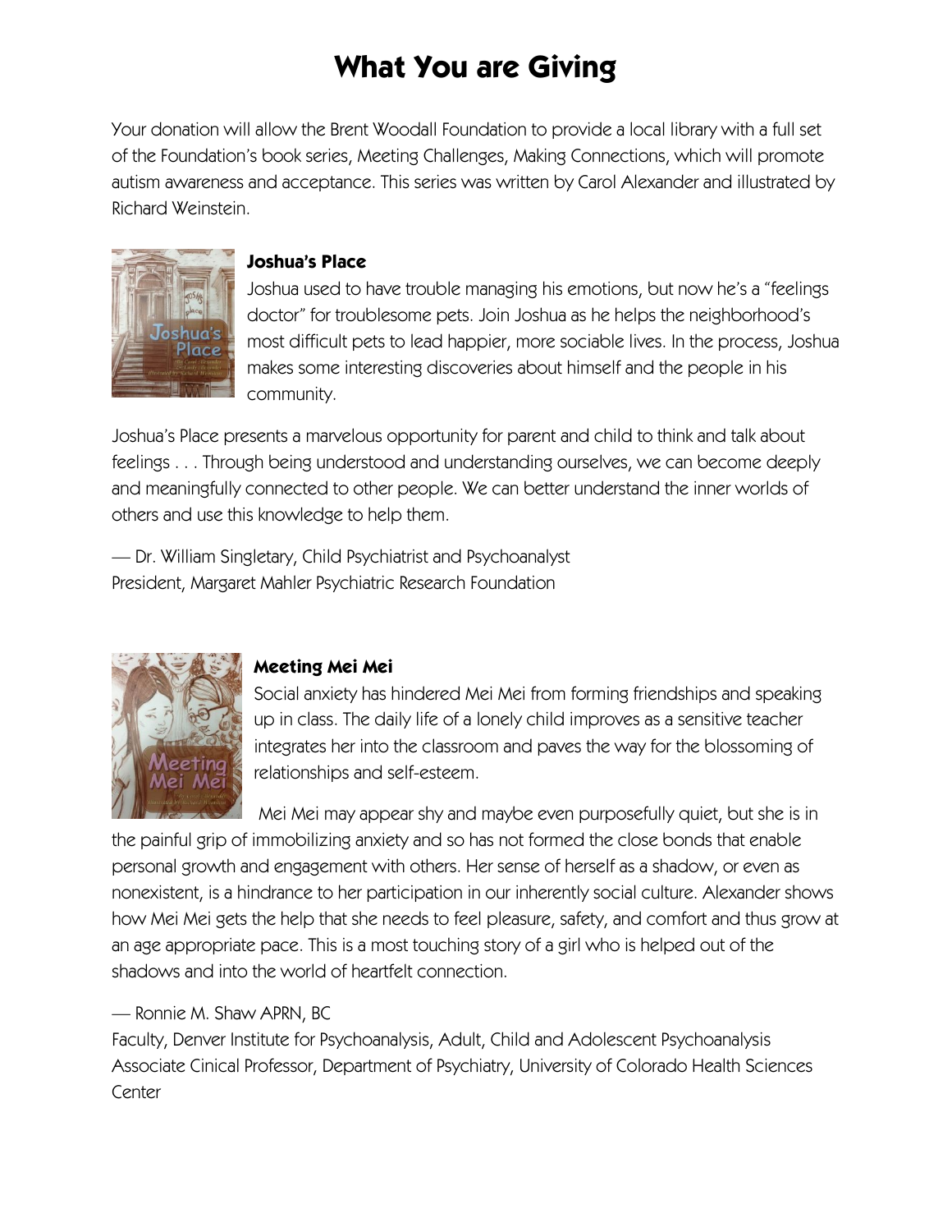# What You are Giving

Your donation will allow the Brent Woodall Foundation to provide a local library with a full set of the Foundation's book series, Meeting Challenges, Making Connections, which will promote autism awareness and acceptance. This series was written by Carol Alexander and illustrated by Richard Weinstein.

### Joshua's Place

Joshua used to have trouble managing his emotions, but now he's a "feelings doctor" for troublesome pets. Join Joshua as he helps the neighborhood's most difficult pets to lead happier, more sociable lives. In the process, Joshua makes some interesting discoveries about himself and the people in his community.

Joshua's Place presents a marvelous opportunity for parent and child to think and talk about feelings . . . Through being understood and understanding ourselves, we can become deeply and meaningfully connected to other people. We can better understand the inner worlds of others and use this knowledge to help them.

— Dr. William Singletary, Child Psychiatrist and Psychoanalyst
President, Margaret Mahler Psychiatric Research Foundation

### Meeting Mei Mei

Social anxiety has hindered Mei Mei from forming friendships and speaking up in class. The daily life of a lonely child improves as a sensitive teacher integrates her into the classroom and paves the way for the blossoming of relationships and self-esteem.

Mei Mei may appear shy and maybe even purposefully quiet, but she is in the painful grip of immobilizing anxiety and so has not formed the close bonds that enable personal growth and engagement with others. Her sense of herself as a shadow, or even as nonexistent, is a hindrance to her participation in our inherently social culture. Alexander shows how Mei Mei gets the help that she needs to feel pleasure, safety, and comfort and thus grow at an age appropriate pace. This is a most touching story of a girl who is helped out of the shadows and into the world of heartfelt connection.

— Ronnie M. Shaw APRN, BC
Faculty, Denver Institute for Psychoanalysis, Adult, Child and Adolescent Psychoanalysis
Associate Cinical Professor, Department of Psychiatry, University of Colorado Health Sciences Center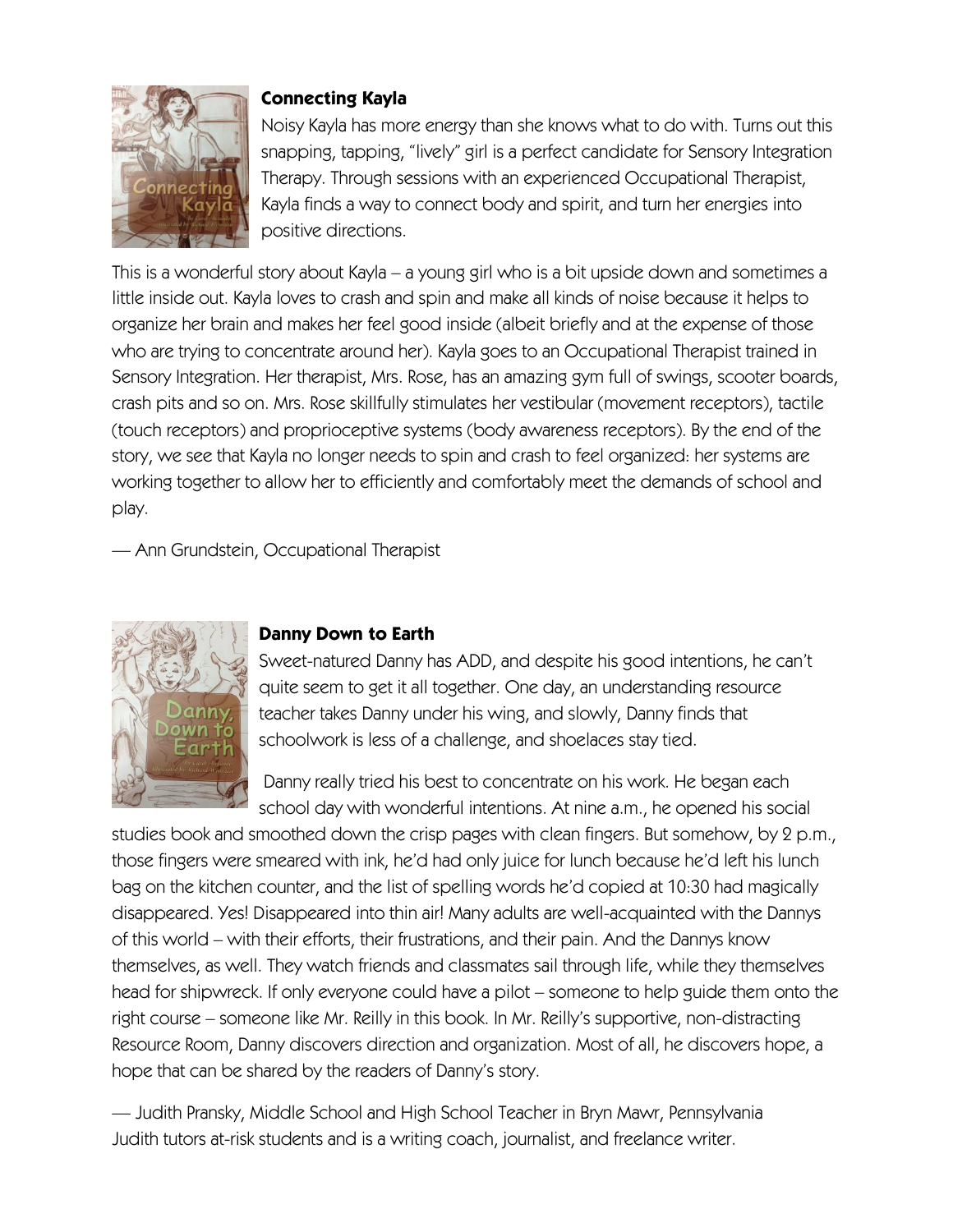### Connecting Kayla

Noisy Kayla has more energy than she knows what to do with. Turns out this snapping, tapping, "lively" girl is a perfect candidate for Sensory Integration Therapy. Through sessions with an experienced Occupational Therapist, Kayla finds a way to connect body and spirit, and turn her energies into positive directions.

This is a wonderful story about Kayla – a young girl who is a bit upside down and sometimes a little inside out. Kayla loves to crash and spin and make all kinds of noise because it helps to organize her brain and makes her feel good inside (albeit briefly and at the expense of those who are trying to concentrate around her). Kayla goes to an Occupational Therapist trained in Sensory Integration. Her therapist, Mrs. Rose, has an amazing gym full of swings, scooter boards, crash pits and so on. Mrs. Rose skillfully stimulates her vestibular (movement receptors), tactile (touch receptors) and proprioceptive systems (body awareness receptors). By the end of the story, we see that Kayla no longer needs to spin and crash to feel organized: her systems are working together to allow her to efficiently and comfortably meet the demands of school and play.

— Ann Grundstein, Occupational Therapist

### Danny Down to Earth

Sweet-natured Danny has ADD, and despite his good intentions, he can't quite seem to get it all together. One day, an understanding resource teacher takes Danny under his wing, and slowly, Danny finds that schoolwork is less of a challenge, and shoelaces stay tied.

Danny really tried his best to concentrate on his work. He began each school day with wonderful intentions. At nine a.m., he opened his social studies book and smoothed down the crisp pages with clean fingers. But somehow, by 2 p.m., those fingers were smeared with ink, he'd had only juice for lunch because he'd left his lunch bag on the kitchen counter, and the list of spelling words he'd copied at 10:30 had magically disappeared. Yes! Disappeared into thin air! Many adults are well-acquainted with the Dannys of this world – with their efforts, their frustrations, and their pain. And the Dannys know themselves, as well. They watch friends and classmates sail through life, while they themselves head for shipwreck. If only everyone could have a pilot – someone to help guide them onto the right course – someone like Mr. Reilly in this book. In Mr. Reilly's supportive, non-distracting Resource Room, Danny discovers direction and organization. Most of all, he discovers hope, a hope that can be shared by the readers of Danny's story.

— Judith Pransky, Middle School and High School Teacher in Bryn Mawr, Pennsylvania
Judith tutors at-risk students and is a writing coach, journalist, and freelance writer.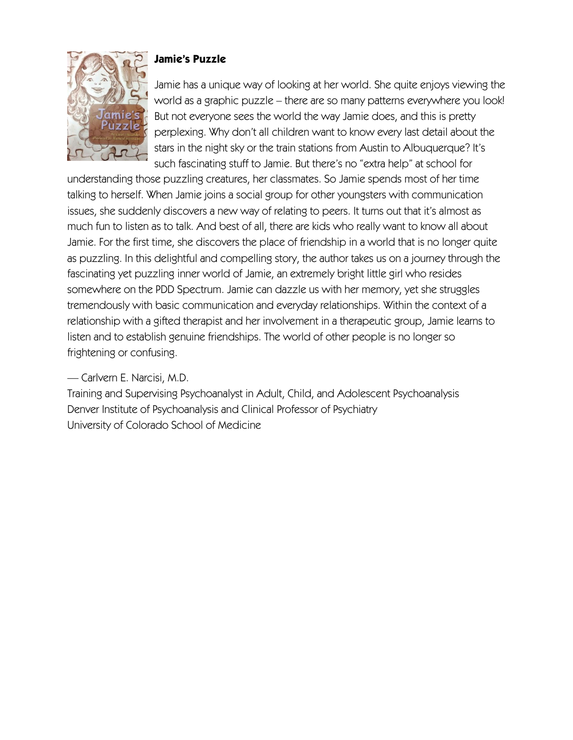**Jamie's Puzzle**

Jamie has a unique way of looking at her world. She quite enjoys viewing the world as a graphic puzzle – there are so many patterns everywhere you look! But not everyone sees the world the way Jamie does, and this is pretty perplexing. Why don't all children want to know every last detail about the stars in the night sky or the train stations from Austin to Albuquerque? It's such fascinating stuff to Jamie. But there's no "extra help" at school for understanding those puzzling creatures, her classmates. So Jamie spends most of her time talking to herself. When Jamie joins a social group for other youngsters with communication issues, she suddenly discovers a new way of relating to peers. It turns out that it's almost as much fun to listen as to talk. And best of all, there are kids who really want to know all about Jamie. For the first time, she discovers the place of friendship in a world that is no longer quite as puzzling. In this delightful and compelling story, the author takes us on a journey through the fascinating yet puzzling inner world of Jamie, an extremely bright little girl who resides somewhere on the PDD Spectrum. Jamie can dazzle us with her memory, yet she struggles tremendously with basic communication and everyday relationships. Within the context of a relationship with a gifted therapist and her involvement in a therapeutic group, Jamie learns to listen and to establish genuine friendships. The world of other people is no longer so frightening or confusing.

— Carlvern E. Narcisi, M.D.
Training and Supervising Psychoanalyst in Adult, Child, and Adolescent Psychoanalysis
Denver Institute of Psychoanalysis and Clinical Professor of Psychiatry
University of Colorado School of Medicine